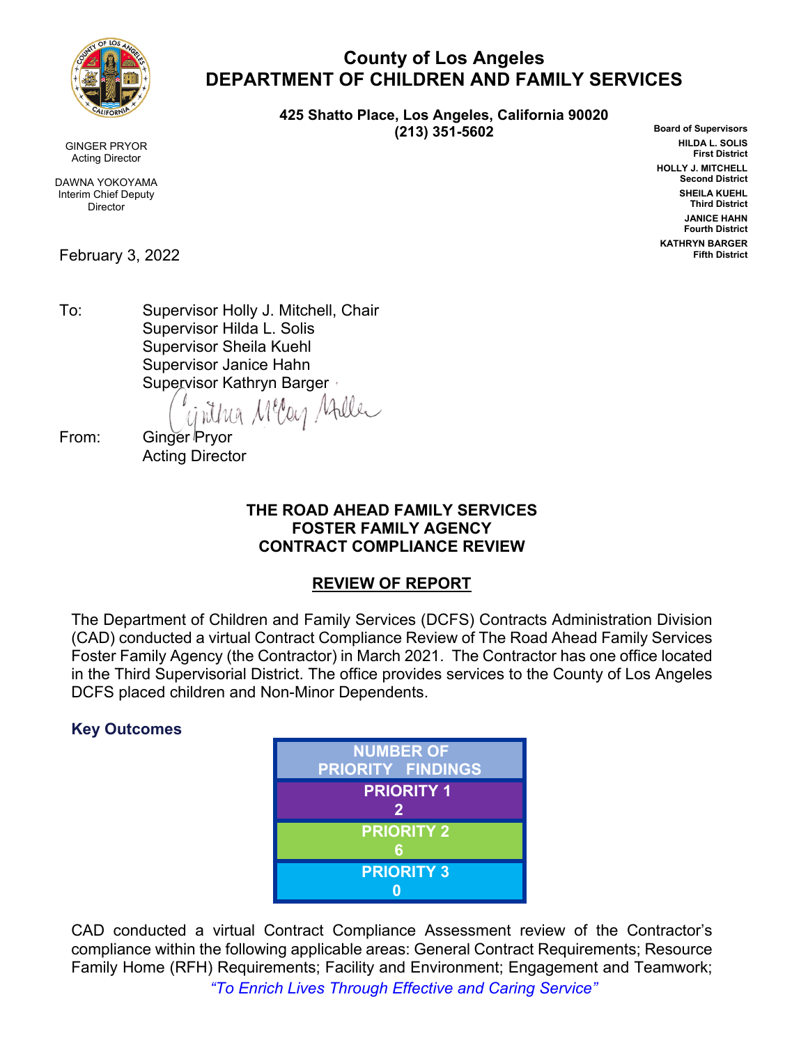# County of Los Angeles
# DEPARTMENT OF CHILDREN AND FAMILY SERVICES

**425 Shatto Place, Los Angeles, California 90020**
**(213) 351-5602**

GINGER PRYOR
Acting Director

DAWNA YOKOYAMA
Interim Chief Deputy
Director

**Board of Supervisors**
**HILDA L. SOLIS**
**First District**
**HOLLY J. MITCHELL**
**Second District**
**SHEILA KUEHL**
**Third District**
**JANICE HAHN**
**Fourth District**
**KATHRYN BARGER**
**Fifth District**

February 3, 2022

To: Supervisor Holly J. Mitchell, Chair
Supervisor Hilda L. Solis
Supervisor Sheila Kuehl
Supervisor Janice Hahn
Supervisor Kathryn Barger

From: Ginger Pryor
Acting Director

**THE ROAD AHEAD FAMILY SERVICES**
**FOSTER FAMILY AGENCY**
**CONTRACT COMPLIANCE REVIEW**

**REVIEW OF REPORT**

The Department of Children and Family Services (DCFS) Contracts Administration Division (CAD) conducted a virtual Contract Compliance Review of The Road Ahead Family Services Foster Family Agency (the Contractor) in March 2021. The Contractor has one office located in the Third Supervisorial District. The office provides services to the County of Los Angeles DCFS placed children and Non-Minor Dependents.

### Key Outcomes

| NUMBER OF PRIORITY FINDINGS |
|---|
| PRIORITY 1<br>2 |
| PRIORITY 2<br>6 |
| PRIORITY 3<br>0 |

CAD conducted a virtual Contract Compliance Assessment review of the Contractor's compliance within the following applicable areas: General Contract Requirements; Resource Family Home (RFH) Requirements; Facility and Environment; Engagement and Teamwork;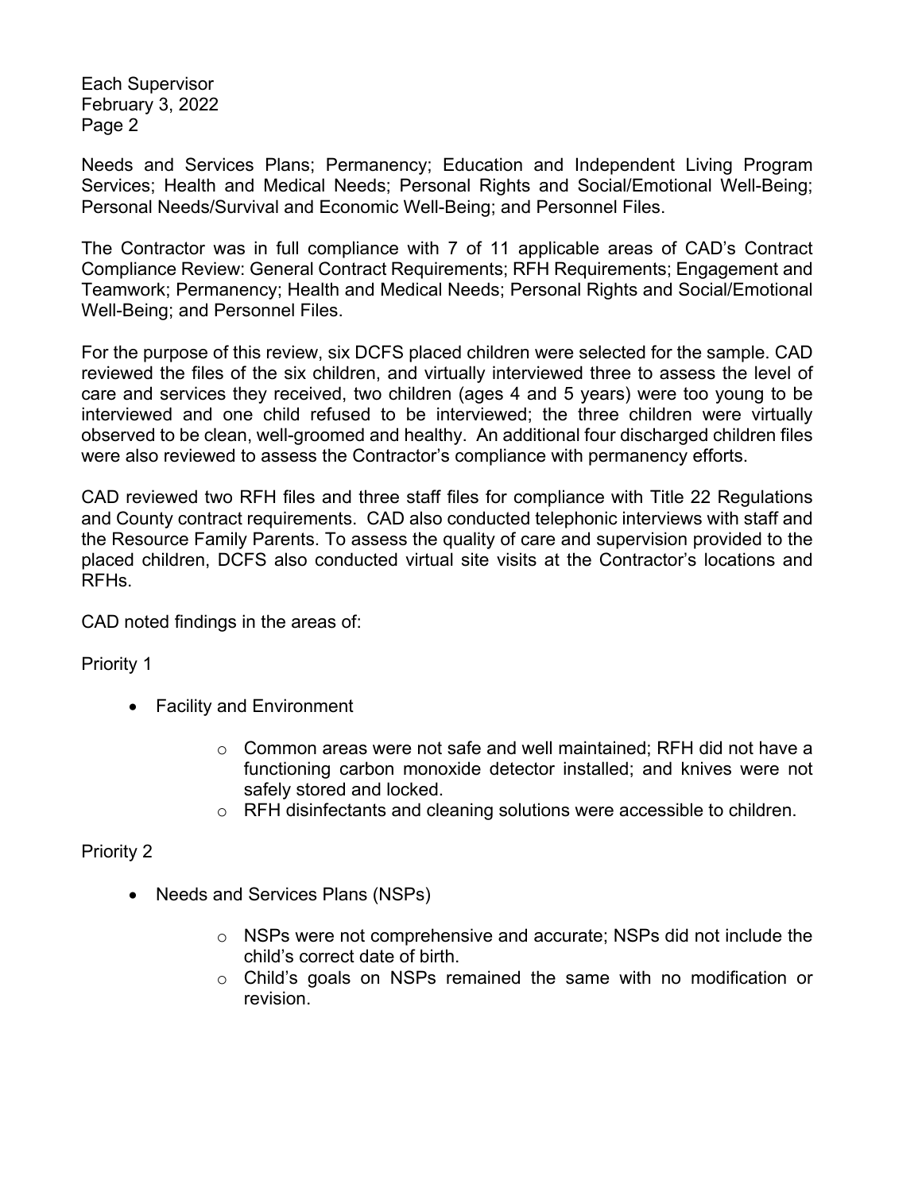Needs and Services Plans; Permanency; Education and Independent Living Program Services; Health and Medical Needs; Personal Rights and Social/Emotional Well-Being; Personal Needs/Survival and Economic Well-Being; and Personnel Files.

The Contractor was in full compliance with 7 of 11 applicable areas of CAD's Contract Compliance Review: General Contract Requirements; RFH Requirements; Engagement and Teamwork; Permanency; Health and Medical Needs; Personal Rights and Social/Emotional Well-Being; and Personnel Files.

For the purpose of this review, six DCFS placed children were selected for the sample. CAD reviewed the files of the six children, and virtually interviewed three to assess the level of care and services they received, two children (ages 4 and 5 years) were too young to be interviewed and one child refused to be interviewed; the three children were virtually observed to be clean, well-groomed and healthy. An additional four discharged children files were also reviewed to assess the Contractor's compliance with permanency efforts.

CAD reviewed two RFH files and three staff files for compliance with Title 22 Regulations and County contract requirements. CAD also conducted telephonic interviews with staff and the Resource Family Parents. To assess the quality of care and supervision provided to the placed children, DCFS also conducted virtual site visits at the Contractor's locations and RFHs.

CAD noted findings in the areas of:

Priority 1

- Facility and Environment
  - Common areas were not safe and well maintained; RFH did not have a functioning carbon monoxide detector installed; and knives were not safely stored and locked.
  - RFH disinfectants and cleaning solutions were accessible to children.

Priority 2

- Needs and Services Plans (NSPs)
  - NSPs were not comprehensive and accurate; NSPs did not include the child's correct date of birth.
  - Child's goals on NSPs remained the same with no modification or revision.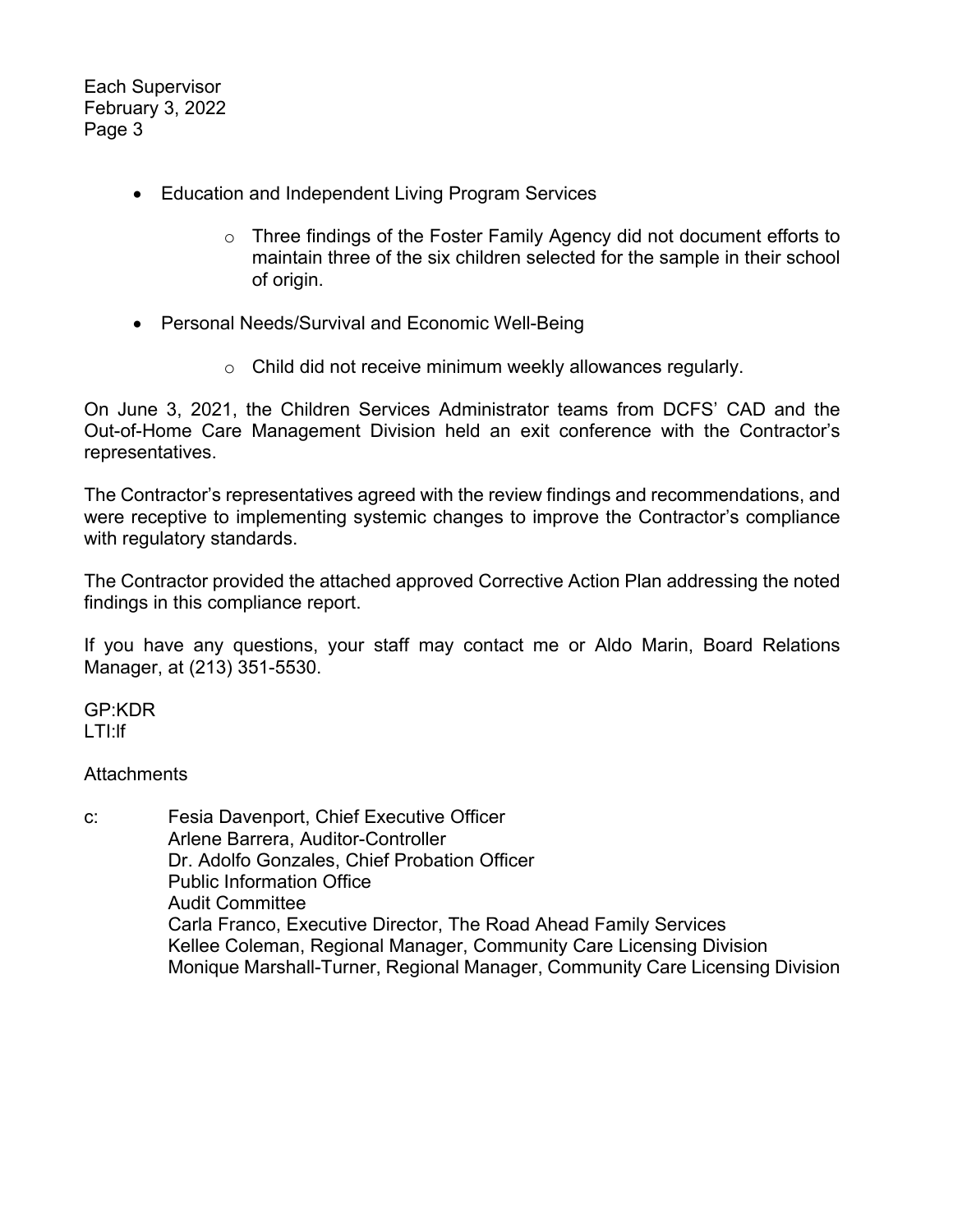- Education and Independent Living Program Services
  - Three findings of the Foster Family Agency did not document efforts to maintain three of the six children selected for the sample in their school of origin.

- Personal Needs/Survival and Economic Well-Being
  - Child did not receive minimum weekly allowances regularly.

On June 3, 2021, the Children Services Administrator teams from DCFS' CAD and the Out-of-Home Care Management Division held an exit conference with the Contractor's representatives.

The Contractor's representatives agreed with the review findings and recommendations, and were receptive to implementing systemic changes to improve the Contractor's compliance with regulatory standards.

The Contractor provided the attached approved Corrective Action Plan addressing the noted findings in this compliance report.

If you have any questions, your staff may contact me or Aldo Marin, Board Relations Manager, at (213) 351-5530.

GP:KDR
LTI:lf

Attachments

c: Fesia Davenport, Chief Executive Officer
Arlene Barrera, Auditor-Controller
Dr. Adolfo Gonzales, Chief Probation Officer
Public Information Office
Audit Committee
Carla Franco, Executive Director, The Road Ahead Family Services
Kellee Coleman, Regional Manager, Community Care Licensing Division
Monique Marshall-Turner, Regional Manager, Community Care Licensing Division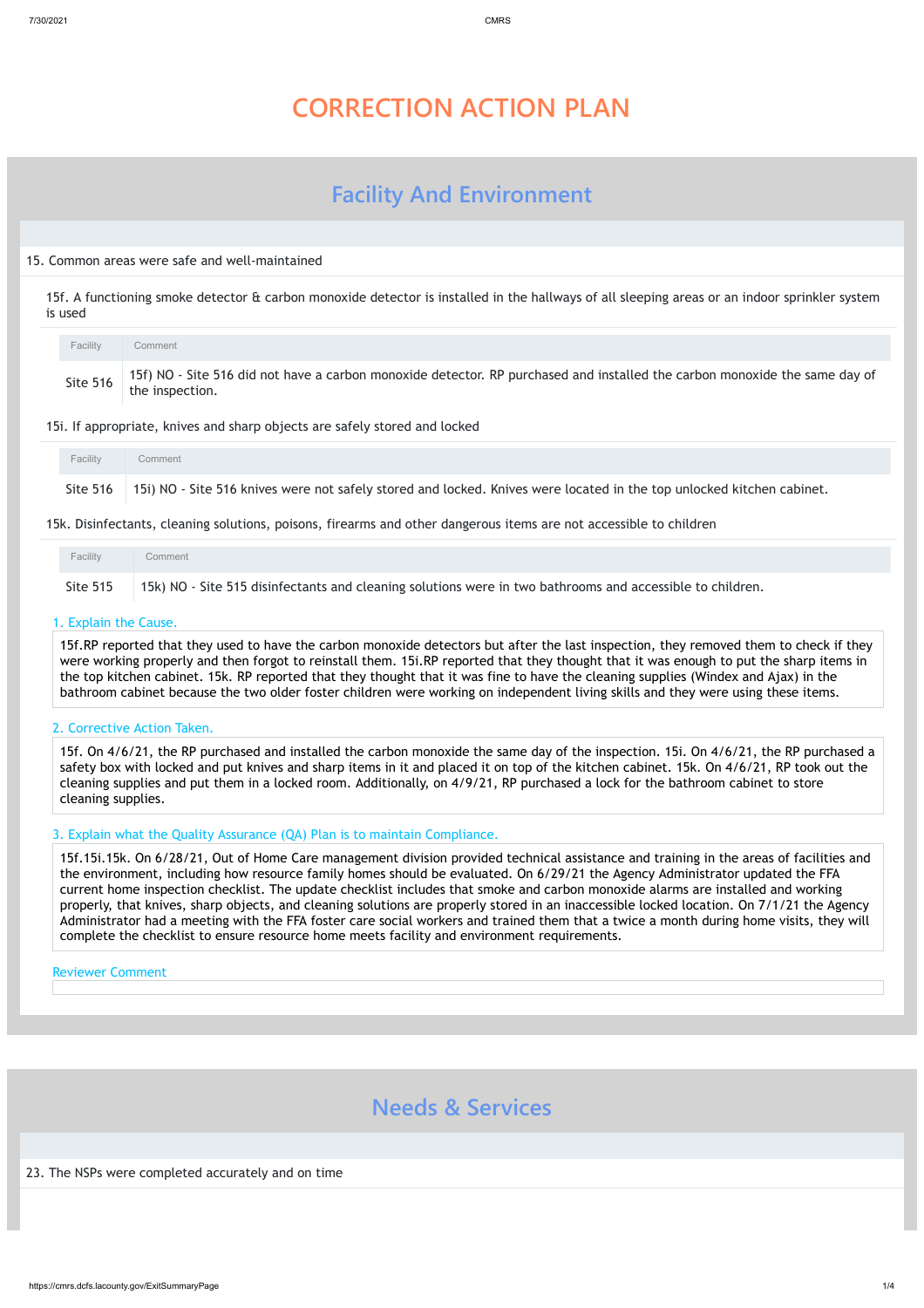# CORRECTION ACTION PLAN

## Facility And Environment

15. Common areas were safe and well-maintained

15f. A functioning smoke detector & carbon monoxide detector is installed in the hallways of all sleeping areas or an indoor sprinkler system is used

| Facility | Comment |
| --- | --- |
| Site 516 | 15f) NO - Site 516 did not have a carbon monoxide detector. RP purchased and installed the carbon monoxide the same day of the inspection. |

15i. If appropriate, knives and sharp objects are safely stored and locked

| Facility | Comment |
| --- | --- |
| Site 516 | 15i) NO - Site 516 knives were not safely stored and locked. Knives were located in the top unlocked kitchen cabinet. |

15k. Disinfectants, cleaning solutions, poisons, firearms and other dangerous items are not accessible to children

| Facility | Comment |
| --- | --- |
| Site 515 | 15k) NO - Site 515 disinfectants and cleaning solutions were in two bathrooms and accessible to children. |

1. Explain the Cause.

15f.RP reported that they used to have the carbon monoxide detectors but after the last inspection, they removed them to check if they were working properly and then forgot to reinstall them. 15i.RP reported that they thought that it was enough to put the sharp items in the top kitchen cabinet. 15k. RP reported that they thought that it was fine to have the cleaning supplies (Windex and Ajax) in the bathroom cabinet because the two older foster children were working on independent living skills and they were using these items.

2. Corrective Action Taken.

15f. On 4/6/21, the RP purchased and installed the carbon monoxide the same day of the inspection. 15i. On 4/6/21, the RP purchased a safety box with locked and put knives and sharp items in it and placed it on top of the kitchen cabinet. 15k. On 4/6/21, RP took out the cleaning supplies and put them in a locked room. Additionally, on 4/9/21, RP purchased a lock for the bathroom cabinet to store cleaning supplies.

3. Explain what the Quality Assurance (QA) Plan is to maintain Compliance.

15f.15i.15k. On 6/28/21, Out of Home Care management division provided technical assistance and training in the areas of facilities and the environment, including how resource family homes should be evaluated. On 6/29/21 the Agency Administrator updated the FFA current home inspection checklist. The update checklist includes that smoke and carbon monoxide alarms are installed and working properly, that knives, sharp objects, and cleaning solutions are properly stored in an inaccessible locked location. On 7/1/21 the Agency Administrator had a meeting with the FFA foster care social workers and trained them that a twice a month during home visits, they will complete the checklist to ensure resource home meets facility and environment requirements.

Reviewer Comment

## Needs & Services

23. The NSPs were completed accurately and on time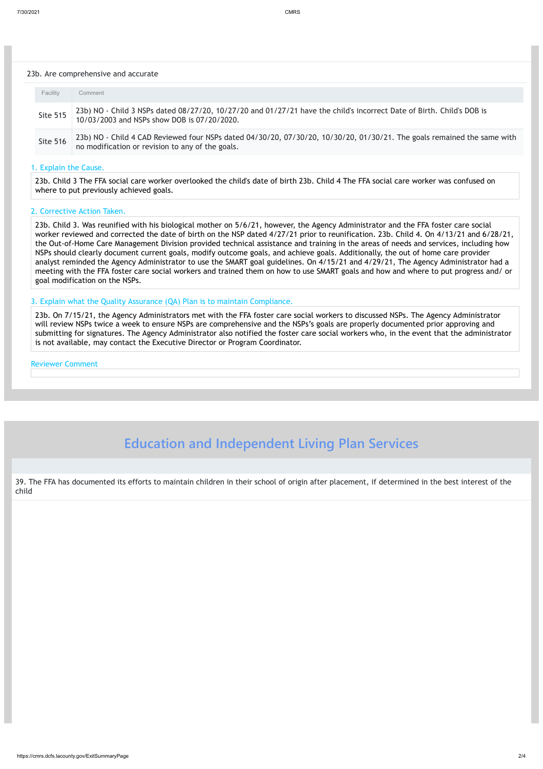23b. Are comprehensive and accurate

| Facility | Comment |
| --- | --- |
| Site 515 | 23b) NO - Child 3 NSPs dated 08/27/20, 10/27/20 and 01/27/21 have the child's incorrect Date of Birth. Child's DOB is 10/03/2003 and NSPs show DOB is 07/20/2020. |
| Site 516 | 23b) NO - Child 4 CAD Reviewed four NSPs dated 04/30/20, 07/30/20, 10/30/20, 01/30/21. The goals remained the same with no modification or revision to any of the goals. |

1. Explain the Cause.

23b. Child 3 The FFA social care worker overlooked the child's date of birth 23b. Child 4 The FFA social care worker was confused on where to put previously achieved goals.

2. Corrective Action Taken.

23b. Child 3. Was reunified with his biological mother on 5/6/21, however, the Agency Administrator and the FFA foster care social worker reviewed and corrected the date of birth on the NSP dated 4/27/21 prior to reunification. 23b. Child 4. On 4/13/21 and 6/28/21, the Out-of-Home Care Management Division provided technical assistance and training in the areas of needs and services, including how NSPs should clearly document current goals, modify outcome goals, and achieve goals. Additionally, the out of home care provider analyst reminded the Agency Administrator to use the SMART goal guidelines. On 4/15/21 and 4/29/21, The Agency Administrator had a meeting with the FFA foster care social workers and trained them on how to use SMART goals and how and where to put progress and/ or goal modification on the NSPs.

3. Explain what the Quality Assurance (QA) Plan is to maintain Compliance.

23b. On 7/15/21, the Agency Administrators met with the FFA foster care social workers to discussed NSPs. The Agency Administrator will review NSPs twice a week to ensure NSPs are comprehensive and the NSPs's goals are properly documented prior approving and submitting for signatures. The Agency Administrator also notified the foster care social workers who, in the event that the administrator is not available, may contact the Executive Director or Program Coordinator.

Reviewer Comment

## Education and Independent Living Plan Services

39. The FFA has documented its efforts to maintain children in their school of origin after placement, if determined in the best interest of the child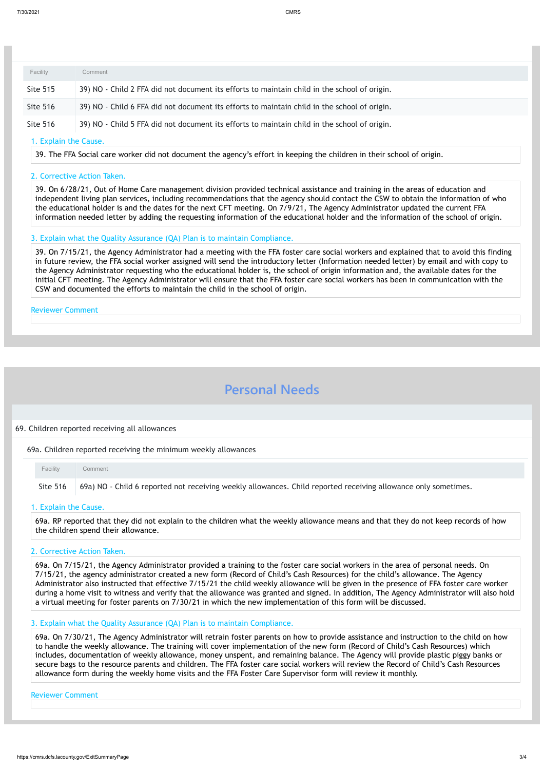| Facility | Comment |
|---|---|
| Site 515 | 39) NO - Child 2 FFA did not document its efforts to maintain child in the school of origin. |
| Site 516 | 39) NO - Child 6 FFA did not document its efforts to maintain child in the school of origin. |
| Site 516 | 39) NO - Child 5 FFA did not document its efforts to maintain child in the school of origin. |

1. Explain the Cause.

39. The FFA Social care worker did not document the agency's effort in keeping the children in their school of origin.

2. Corrective Action Taken.

39. On 6/28/21, Out of Home Care management division provided technical assistance and training in the areas of education and independent living plan services, including recommendations that the agency should contact the CSW to obtain the information of who the educational holder is and the dates for the next CFT meeting. On 7/9/21, The Agency Administrator updated the current FFA information needed letter by adding the requesting information of the educational holder and the information of the school of origin.

3. Explain what the Quality Assurance (QA) Plan is to maintain Compliance.

39. On 7/15/21, the Agency Administrator had a meeting with the FFA foster care social workers and explained that to avoid this finding in future review, the FFA social worker assigned will send the introductory letter (Information needed letter) by email and with copy to the Agency Administrator requesting who the educational holder is, the school of origin information and, the available dates for the initial CFT meeting. The Agency Administrator will ensure that the FFA foster care social workers has been in communication with the CSW and documented the efforts to maintain the child in the school of origin.

Reviewer Comment

# Personal Needs

69. Children reported receiving all allowances

69a. Children reported receiving the minimum weekly allowances

| Facility | Comment |
|---|---|
| Site 516 | 69a) NO - Child 6 reported not receiving weekly allowances. Child reported receiving allowance only sometimes. |

1. Explain the Cause.

69a. RP reported that they did not explain to the children what the weekly allowance means and that they do not keep records of how the children spend their allowance.

2. Corrective Action Taken.

69a. On 7/15/21, the Agency Administrator provided a training to the foster care social workers in the area of personal needs. On 7/15/21, the agency administrator created a new form (Record of Child's Cash Resources) for the child's allowance. The Agency Administrator also instructed that effective 7/15/21 the child weekly allowance will be given in the presence of FFA foster care worker during a home visit to witness and verify that the allowance was granted and signed. In addition, The Agency Administrator will also hold a virtual meeting for foster parents on 7/30/21 in which the new implementation of this form will be discussed.

3. Explain what the Quality Assurance (QA) Plan is to maintain Compliance.

69a. On 7/30/21, The Agency Administrator will retrain foster parents on how to provide assistance and instruction to the child on how to handle the weekly allowance. The training will cover implementation of the new form (Record of Child's Cash Resources) which includes, documentation of weekly allowance, money unspent, and remaining balance. The Agency will provide plastic piggy banks or secure bags to the resource parents and children. The FFA foster care social workers will review the Record of Child's Cash Resources allowance form during the weekly home visits and the FFA Foster Care Supervisor form will review it monthly.

Reviewer Comment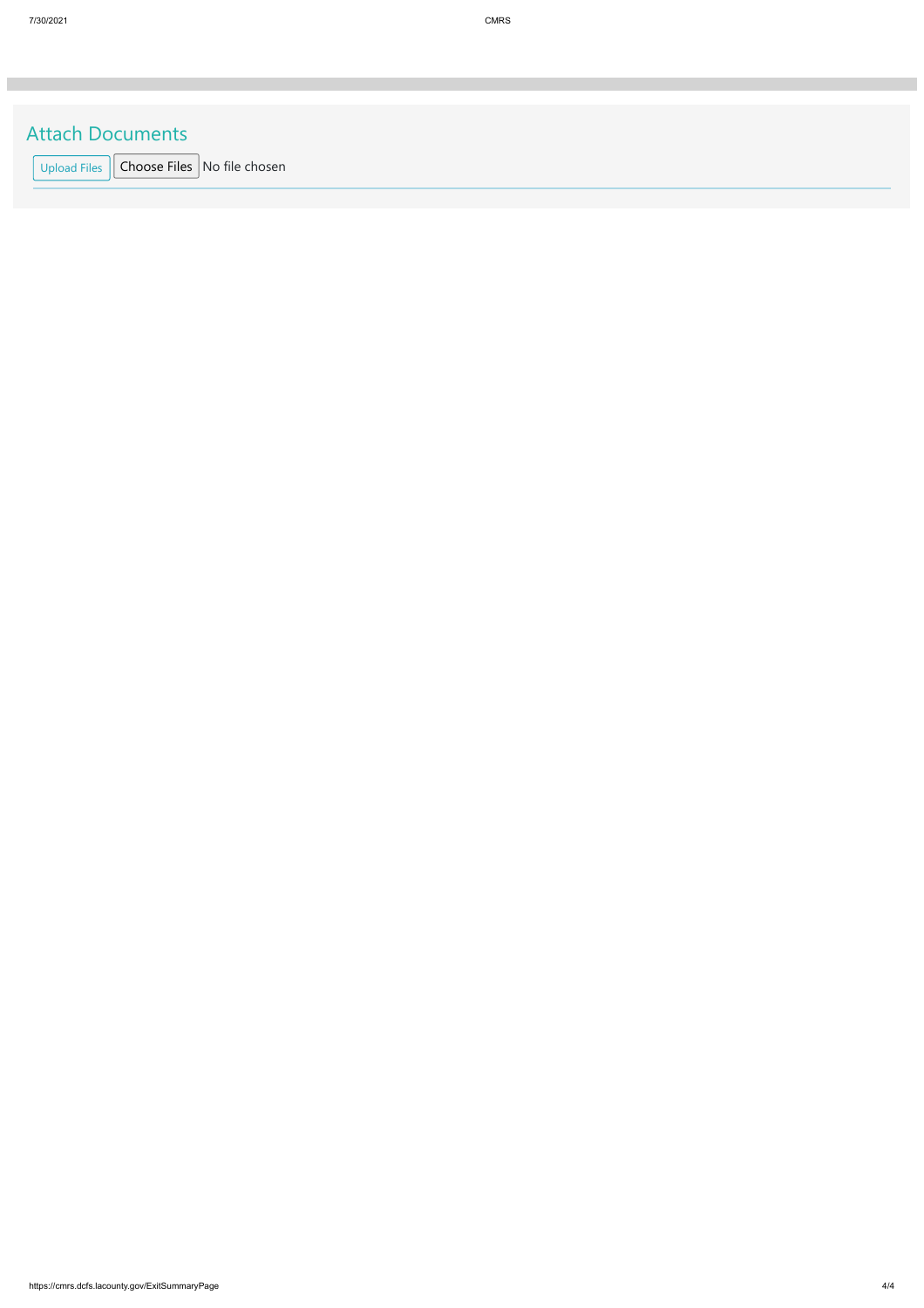## Attach Documents

Upload Files | Choose Files | No file chosen